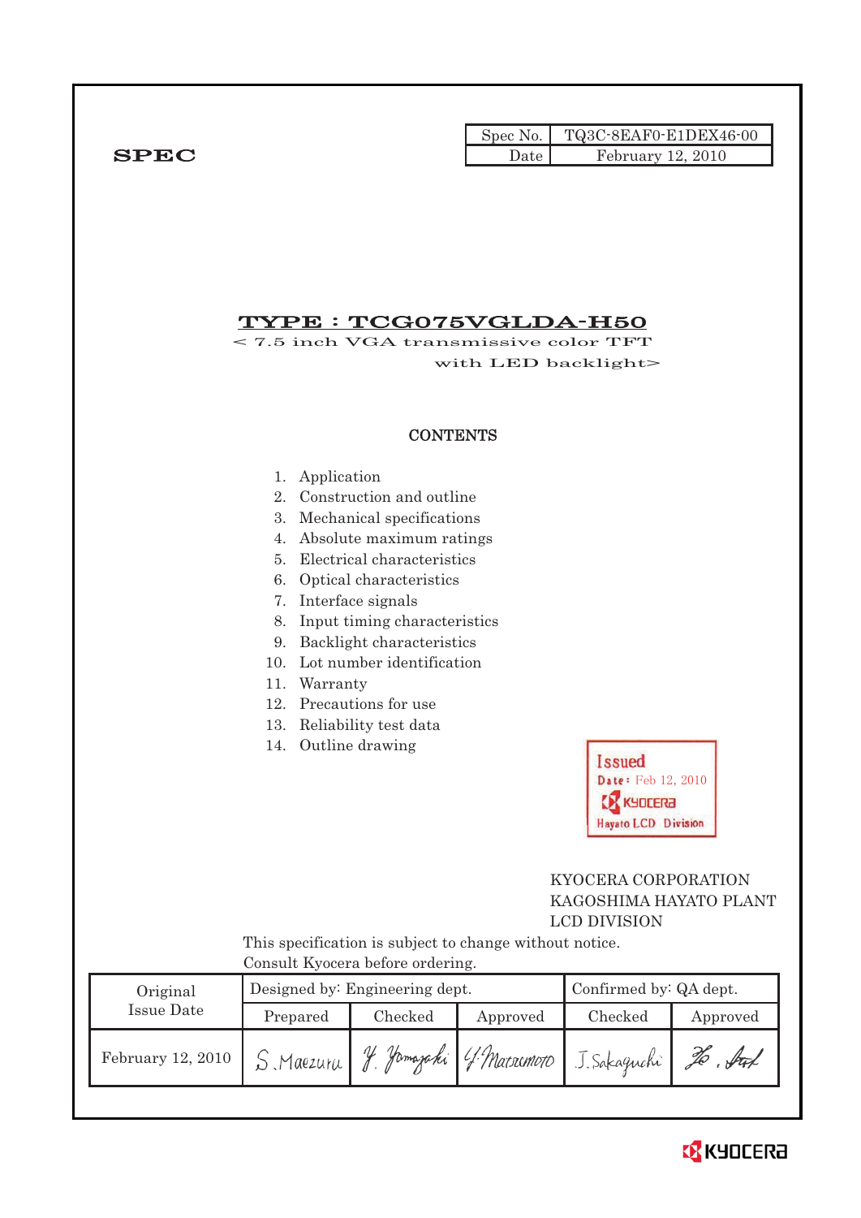| Spec No. | TQ3C-8EAF0-E1DEX46-00 |
|---|---|
| Date | February 12, 2010 |

**SPEC**

# TYPE : TCG075VGLDA-H50

< 7.5 inch VGA transmissive color TFT with LED backlight>

## CONTENTS

1. Application
2. Construction and outline
3. Mechanical specifications
4. Absolute maximum ratings
5. Electrical characteristics
6. Optical characteristics
7. Interface signals
8. Input timing characteristics
9. Backlight characteristics
10. Lot number identification
11. Warranty
12. Precautions for use
13. Reliability test data
14. Outline drawing

Issued
Date: Feb 12, 2010
KYOCERA
Hayato LCD Division

KYOCERA CORPORATION
KAGOSHIMA HAYATO PLANT
LCD DIVISION

This specification is subject to change without notice.
Consult Kyocera before ordering.

| Original Issue Date | Designed by: Engineering dept. | | | Confirmed by: QA dept. | |
|---|---|---|---|---|---|
| | Prepared | Checked | Approved | Checked | Approved |
| February 12, 2010 | S. Maezuru | Y. Yamazaki | Y. Matsumoto | J. Sakaguchi | (signature) |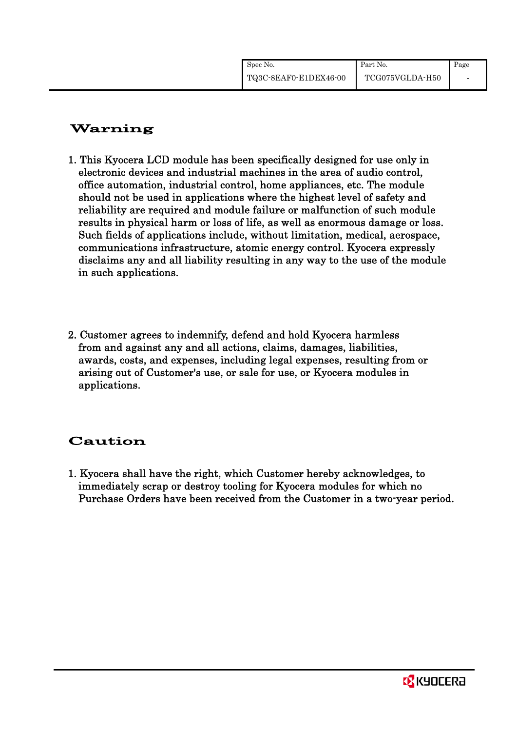# Warning

1. This Kyocera LCD module has been specifically designed for use only in electronic devices and industrial machines in the area of audio control, office automation, industrial control, home appliances, etc. The module should not be used in applications where the highest level of safety and reliability are required and module failure or malfunction of such module results in physical harm or loss of life, as well as enormous damage or loss. Such fields of applications include, without limitation, medical, aerospace, communications infrastructure, atomic energy control. Kyocera expressly disclaims any and all liability resulting in any way to the use of the module in such applications.

2. Customer agrees to indemnify, defend and hold Kyocera harmless from and against any and all actions, claims, damages, liabilities, awards, costs, and expenses, including legal expenses, resulting from or arising out of Customer's use, or sale for use, or Kyocera modules in applications.

# Caution

1. Kyocera shall have the right, which Customer hereby acknowledges, to immediately scrap or destroy tooling for Kyocera modules for which no Purchase Orders have been received from the Customer in a two-year period.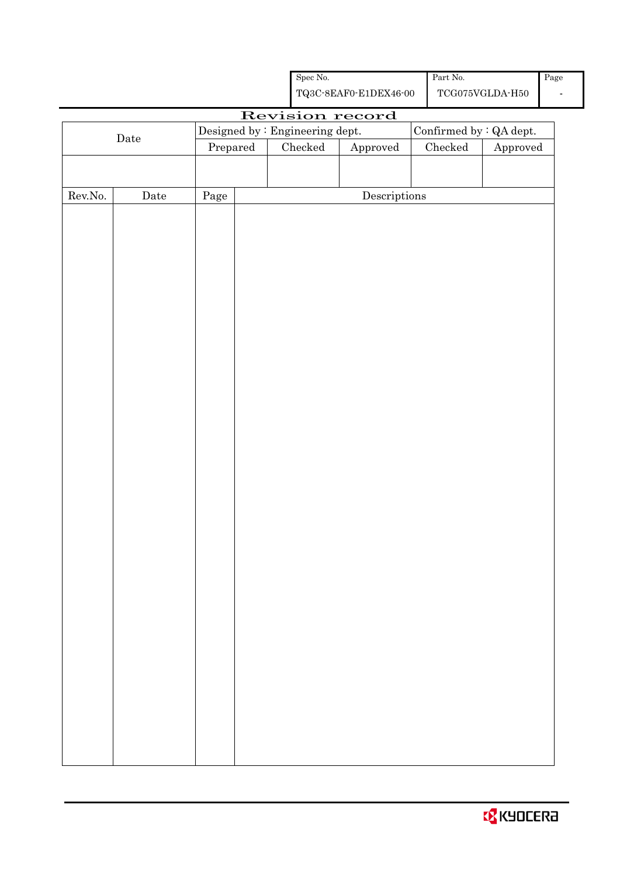| Spec No. | Part No. | Page |
|---|---|---|
| TQ3C-8EAF0-E1DEX46-00 | TCG075VGLDA-H50 | - |

# Revision record

| Date | Designed by : Engineering dept. | | | Confirmed by : QA dept. | |
|---|---|---|---|---|---|
| | Prepared | Checked | Approved | Checked | Approved |
| | | | | | |

| Rev.No. | Date | Page | Descriptions |
|---|---|---|---|
| | | | |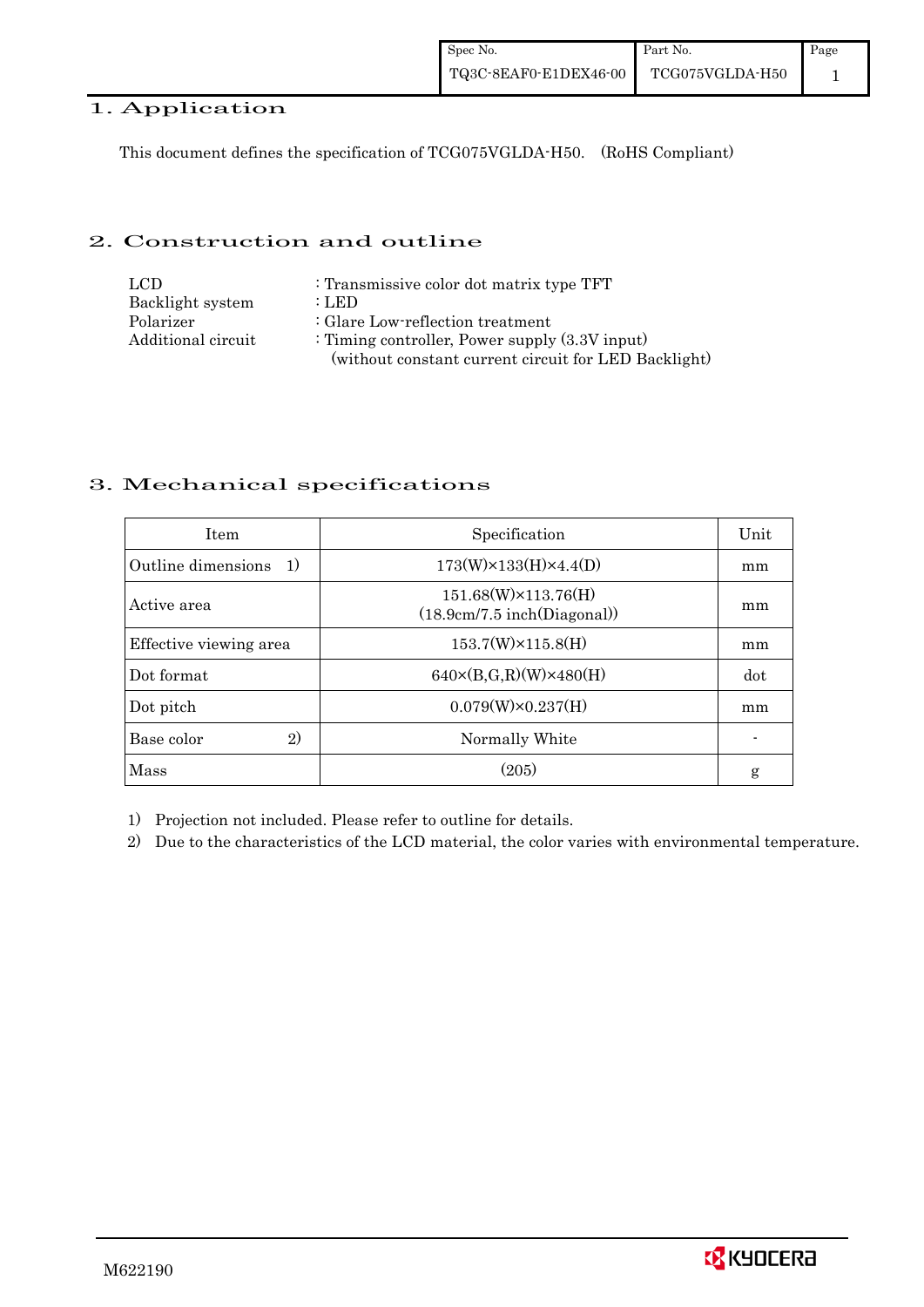## 1. Application

This document defines the specification of TCG075VGLDA-H50. (RoHS Compliant)

## 2. Construction and outline

| | |
|---|---|
| LCD | : Transmissive color dot matrix type TFT |
| Backlight system | : LED |
| Polarizer | : Glare Low-reflection treatment |
| Additional circuit | : Timing controller, Power supply (3.3V input) (without constant current circuit for LED Backlight) |

## 3. Mechanical specifications

| Item | Specification | Unit |
|---|---|---|
| Outline dimensions 1) | 173(W)×133(H)×4.4(D) | mm |
| Active area | 151.68(W)×113.76(H) (18.9cm/7.5 inch(Diagonal)) | mm |
| Effective viewing area | 153.7(W)×115.8(H) | mm |
| Dot format | 640×(B,G,R)(W)×480(H) | dot |
| Dot pitch | 0.079(W)×0.237(H) | mm |
| Base color 2) | Normally White | - |
| Mass | (205) | g |

1) Projection not included. Please refer to outline for details.

2) Due to the characteristics of the LCD material, the color varies with environmental temperature.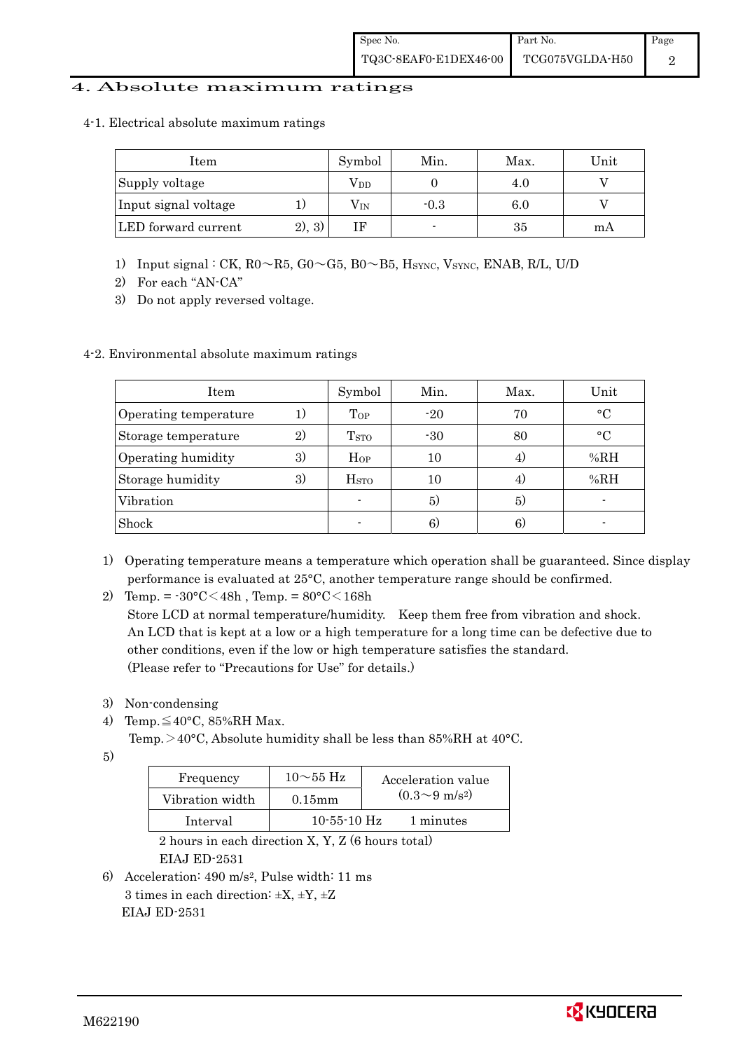## 4. Absolute maximum ratings

### 4-1. Electrical absolute maximum ratings

| Item | | Symbol | Min. | Max. | Unit |
|---|---|---|---|---|---|
| Supply voltage | | $V_{DD}$ | 0 | 4.0 | V |
| Input signal voltage | 1) | $V_{IN}$ | -0.3 | 6.0 | V |
| LED forward current | 2), 3) | IF | - | 35 | mA |

1) Input signal : CK, R0～R5, G0～G5, B0～B5, $H_{SYNC}$, $V_{SYNC}$, ENAB, R/L, U/D
2) For each "AN-CA"
3) Do not apply reversed voltage.

### 4-2. Environmental absolute maximum ratings

| Item | | Symbol | Min. | Max. | Unit |
|---|---|---|---|---|---|
| Operating temperature | 1) | $T_{OP}$ | -20 | 70 | °C |
| Storage temperature | 2) | $T_{STO}$ | -30 | 80 | °C |
| Operating humidity | 3) | $H_{OP}$ | 10 | 4) | %RH |
| Storage humidity | 3) | $H_{STO}$ | 10 | 4) | %RH |
| Vibration | | - | 5) | 5) | - |
| Shock | | - | 6) | 6) | - |

1) Operating temperature means a temperature which operation shall be guaranteed. Since display performance is evaluated at 25°C, another temperature range should be confirmed.
2) Temp. = -30°C＜48h , Temp. = 80°C＜168h
   Store LCD at normal temperature/humidity. Keep them free from vibration and shock.
   An LCD that is kept at a low or a high temperature for a long time can be defective due to other conditions, even if the low or high temperature satisfies the standard.
   (Please refer to "Precautions for Use" for details.)
3) Non-condensing
4) Temp.≦40°C, 85%RH Max.
   Temp.＞40°C, Absolute humidity shall be less than 85%RH at 40°C.
5)

| Frequency | 10～55 Hz | Acceleration value ($0.3～9\ m/s^2$) |
|---|---|---|
| Vibration width | 0.15mm | |
| Interval | 10-55-10 Hz | 1 minutes |

   2 hours in each direction X, Y, Z (6 hours total)
   EIAJ ED-2531
6) Acceleration: 490 $m/s^2$, Pulse width: 11 ms
   3 times in each direction: ±X, ±Y, ±Z
   EIAJ ED-2531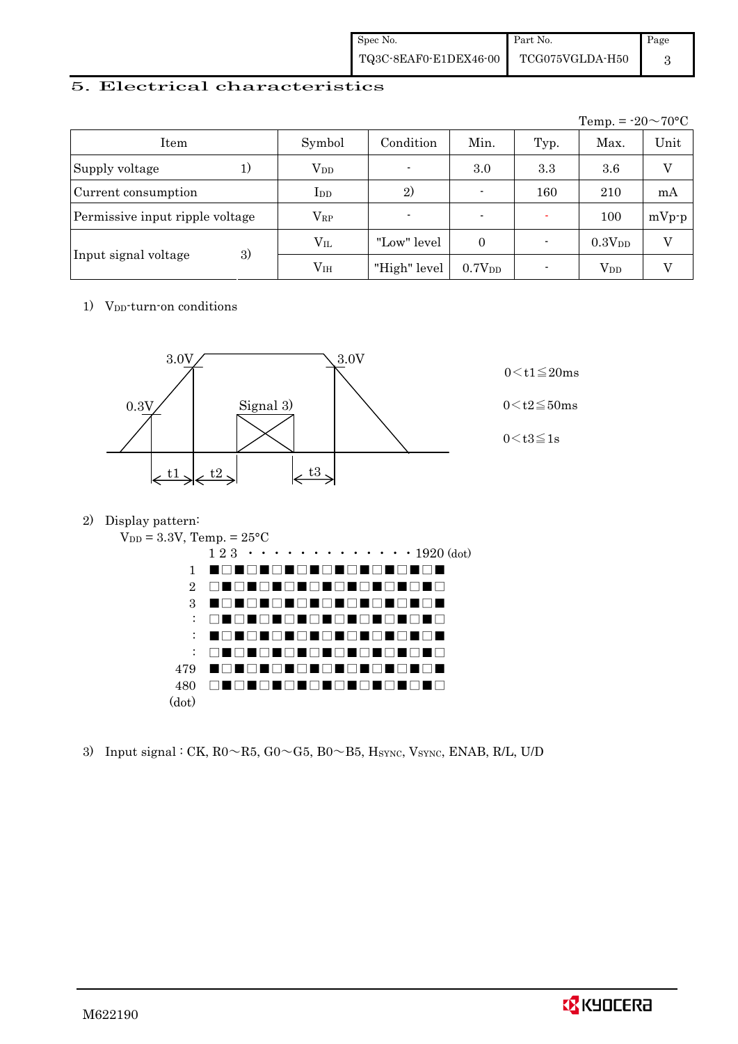## 5. Electrical characteristics

Temp. = -20～70°C

| Item | | Symbol | Condition | Min. | Typ. | Max. | Unit |
|---|---|---|---|---|---|---|---|
| Supply voltage | 1) | $V_{DD}$ | - | 3.0 | 3.3 | 3.6 | V |
| Current consumption | | $I_{DD}$ | 2) | - | 160 | 210 | mA |
| Permissive input ripple voltage | | $V_{RP}$ | - | - | - | 100 | mVp-p |
| Input signal voltage | 3) | $V_{IL}$ | "Low" level | 0 | - | $0.3V_{DD}$ | V |
| | | $V_{IH}$ | "High" level | $0.7V_{DD}$ | - | $V_{DD}$ | V |

1) $V_{DD}$-turn-on conditions

3.0V  3.0V  0.3V  Signal 3)  t1  t2  t3

$0 < t1 \leqq 20ms$

$0 < t2 \leqq 50ms$

$0 < t3 \leqq 1s$

2) Display pattern:

$V_{DD}$ = 3.3V, Temp. = 25°C

```
     1 2 3 ・ ・ ・ ・ ・ ・ ・ ・ ・ ・ ・ ・ ・ ・ 1920 (dot)
  1  ■□■□■□■□■□■□■□■□■□
  2  □■□■□■□■□■□■□■□■□■□
  3  ■□■□■□■□■□■□■□■□■□
  :  □■□■□■□■□■□■□■□■□■□
  :  ■□■□■□■□■□■□■□■□■□
  :  □■□■□■□■□■□■□■□■□■□
479  ■□■□■□■□■□■□■□■□■□
480  □■□■□■□■□■□■□■□■□■□
(dot)
```

3) Input signal : CK, R0～R5, G0～G5, B0～B5, $H_{SYNC}$, $V_{SYNC}$, ENAB, R/L, U/D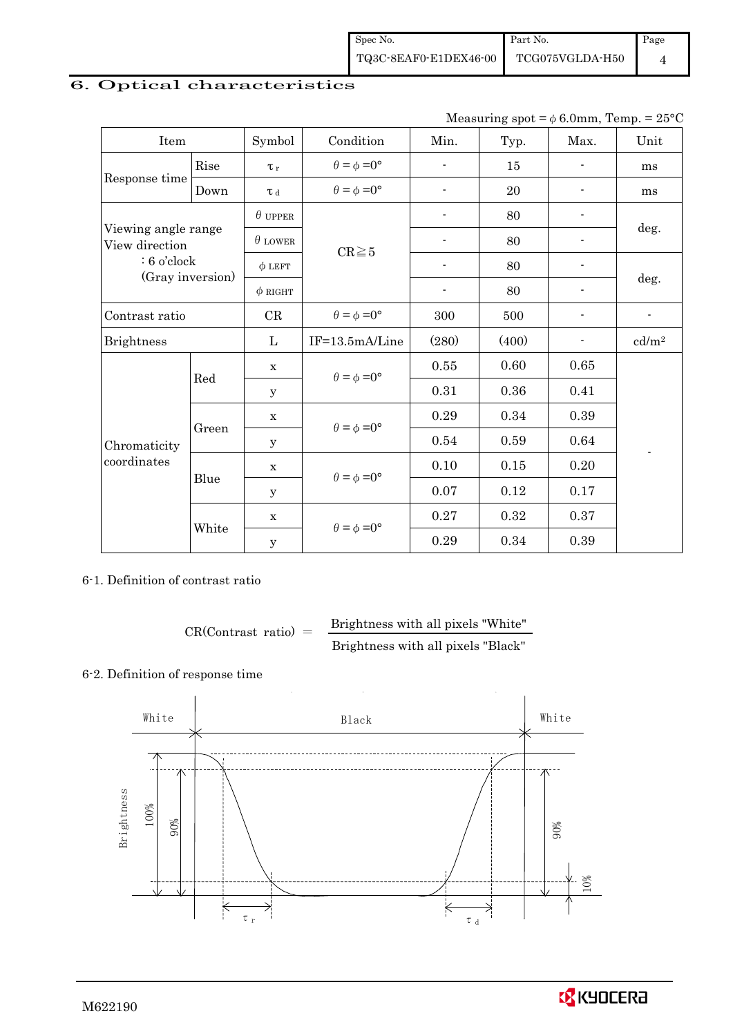## 6. Optical characteristics

Measuring spot = $\phi$ 6.0mm, Temp. = 25°C

| Item | | Symbol | Condition | Min. | Typ. | Max. | Unit |
|---|---|---|---|---|---|---|---|
| Response time | Rise | $\tau_r$ | $\theta = \phi = 0°$ | - | 15 | - | ms |
| | Down | $\tau_d$ | $\theta = \phi = 0°$ | - | 20 | - | ms |
| Viewing angle range View direction : 6 o'clock (Gray inversion) | | $\theta$ UPPER | CR≧5 | - | 80 | - | deg. |
| | | $\theta$ LOWER | | - | 80 | - | |
| | | $\phi$ LEFT | | - | 80 | - | deg. |
| | | $\phi$ RIGHT | | - | 80 | - | |
| Contrast ratio | | CR | $\theta = \phi = 0°$ | 300 | 500 | - | - |
| Brightness | | L | IF=13.5mA/Line | (280) | (400) | - | cd/m² |
| Chromaticity coordinates | Red | x | $\theta = \phi = 0°$ | 0.55 | 0.60 | 0.65 | - |
| | | y | | 0.31 | 0.36 | 0.41 | |
| | Green | x | $\theta = \phi = 0°$ | 0.29 | 0.34 | 0.39 | |
| | | y | | 0.54 | 0.59 | 0.64 | |
| | Blue | x | $\theta = \phi = 0°$ | 0.10 | 0.15 | 0.20 | |
| | | y | | 0.07 | 0.12 | 0.17 | |
| | White | x | $\theta = \phi = 0°$ | 0.27 | 0.32 | 0.37 | |
| | | y | | 0.29 | 0.34 | 0.39 | |

6-1. Definition of contrast ratio

$$\text{CR(Contrast ratio)} = \frac{\text{Brightness with all pixels "White"}}{\text{Brightness with all pixels "Black"}}$$

6-2. Definition of response time

White — Black — White

Brightness: 100%, 90%, 10%

$\tau_r$ $\tau_d$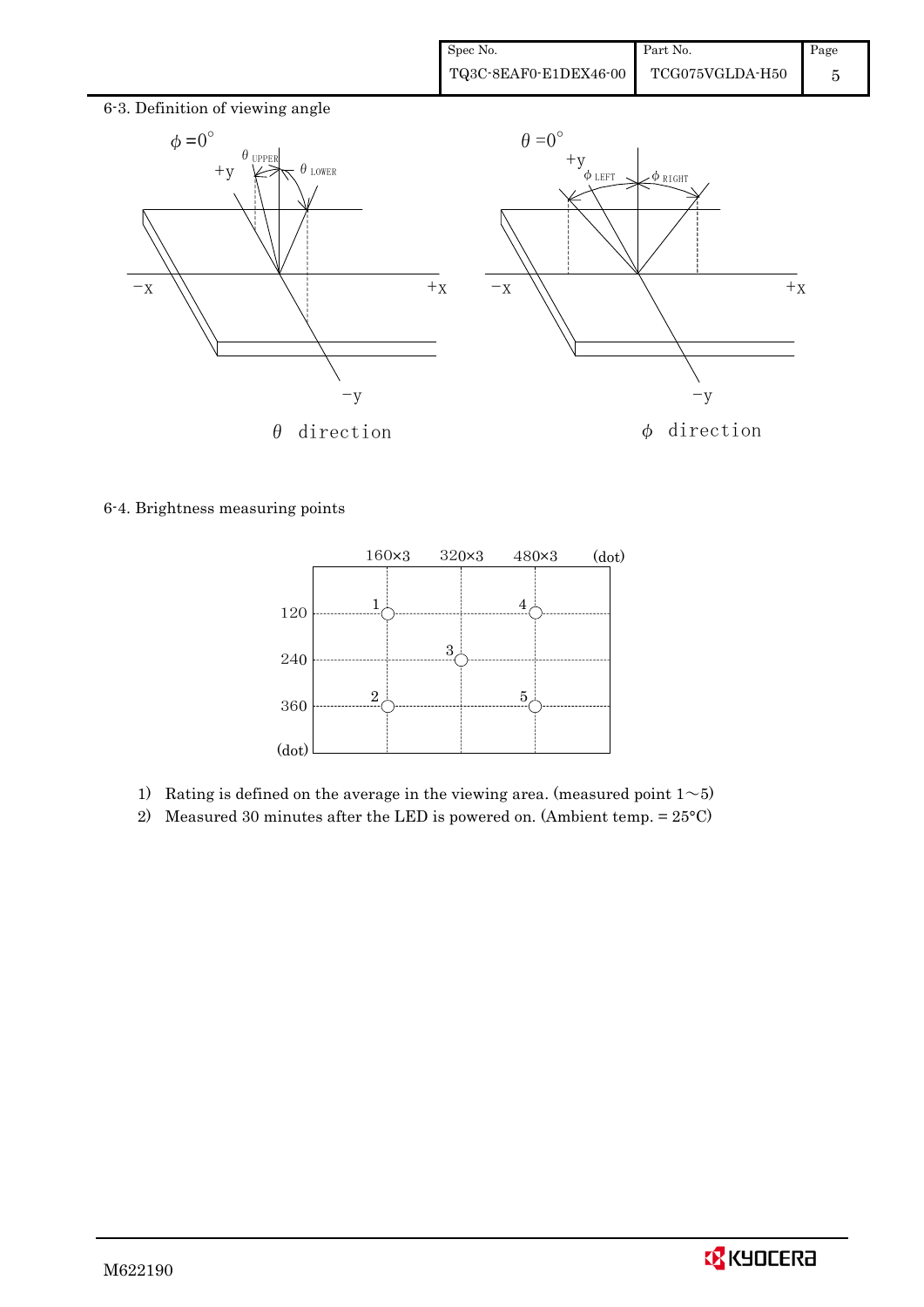6-3. Definition of viewing angle

$\phi = 0^\circ$

$\theta$ direction

$\theta = 0^\circ$

$\phi$ direction

6-4. Brightness measuring points

1) Rating is defined on the average in the viewing area. (measured point 1～5)
2) Measured 30 minutes after the LED is powered on. (Ambient temp. = 25°C)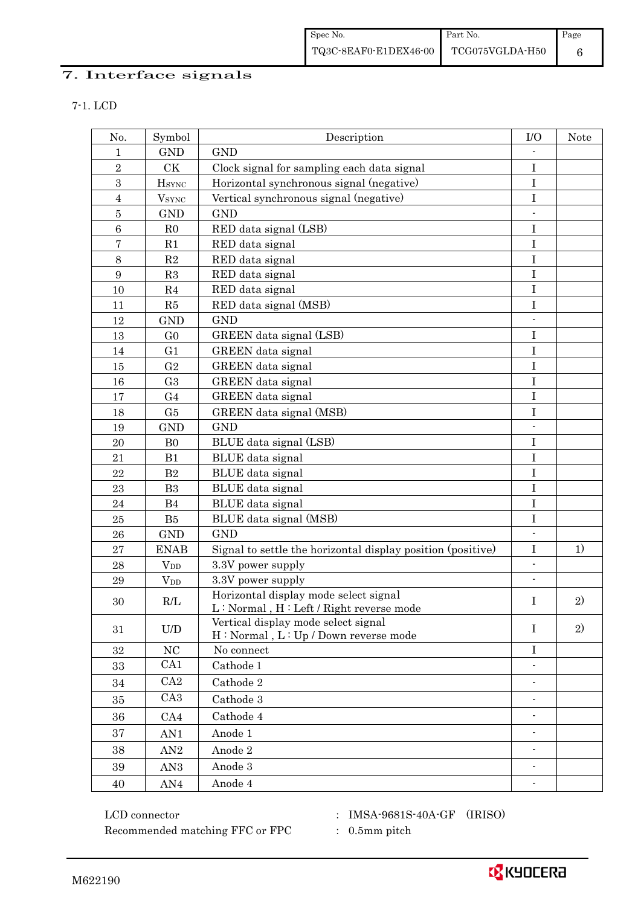# 7. Interface signals

## 7-1. LCD

| No. | Symbol | Description | I/O | Note |
|---|---|---|---|---|
| 1 | GND | GND | - | |
| 2 | CK | Clock signal for sampling each data signal | I | |
| 3 | $H_{SYNC}$ | Horizontal synchronous signal (negative) | I | |
| 4 | $V_{SYNC}$ | Vertical synchronous signal (negative) | I | |
| 5 | GND | GND | - | |
| 6 | R0 | RED data signal (LSB) | I | |
| 7 | R1 | RED data signal | I | |
| 8 | R2 | RED data signal | I | |
| 9 | R3 | RED data signal | I | |
| 10 | R4 | RED data signal | I | |
| 11 | R5 | RED data signal (MSB) | I | |
| 12 | GND | GND | - | |
| 13 | G0 | GREEN data signal (LSB) | I | |
| 14 | G1 | GREEN data signal | I | |
| 15 | G2 | GREEN data signal | I | |
| 16 | G3 | GREEN data signal | I | |
| 17 | G4 | GREEN data signal | I | |
| 18 | G5 | GREEN data signal (MSB) | I | |
| 19 | GND | GND | - | |
| 20 | B0 | BLUE data signal (LSB) | I | |
| 21 | B1 | BLUE data signal | I | |
| 22 | B2 | BLUE data signal | I | |
| 23 | B3 | BLUE data signal | I | |
| 24 | B4 | BLUE data signal | I | |
| 25 | B5 | BLUE data signal (MSB) | I | |
| 26 | GND | GND | - | |
| 27 | ENAB | Signal to settle the horizontal display position (positive) | I | 1) |
| 28 | $V_{DD}$ | 3.3V power supply | - | |
| 29 | $V_{DD}$ | 3.3V power supply | - | |
| 30 | R/L | Horizontal display mode select signal<br>L : Normal , H : Left / Right reverse mode | I | 2) |
| 31 | U/D | Vertical display mode select signal<br>H : Normal , L : Up / Down reverse mode | I | 2) |
| 32 | NC | No connect | I | |
| 33 | CA1 | Cathode 1 | - | |
| 34 | CA2 | Cathode 2 | - | |
| 35 | CA3 | Cathode 3 | - | |
| 36 | CA4 | Cathode 4 | - | |
| 37 | AN1 | Anode 1 | - | |
| 38 | AN2 | Anode 2 | - | |
| 39 | AN3 | Anode 3 | - | |
| 40 | AN4 | Anode 4 | - | |

LCD connector : IMSA-9681S-40A-GF (IRISO)

Recommended matching FFC or FPC : 0.5mm pitch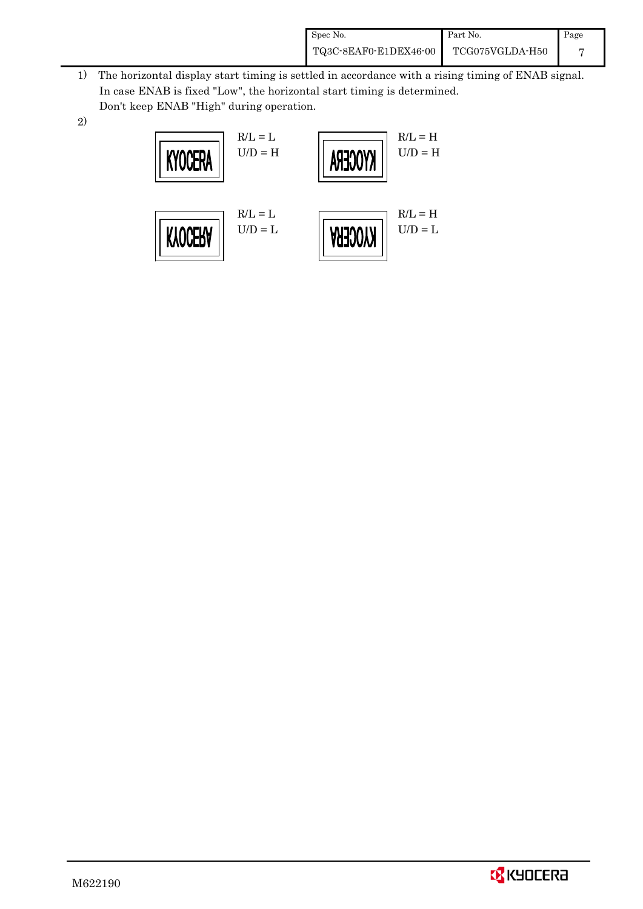1) The horizontal display start timing is settled in accordance with a rising timing of ENAB signal. In case ENAB is fixed "Low", the horizontal start timing is determined. Don't keep ENAB "High" during operation.

2)

| Display | Setting | Display | Setting |
| --- | --- | --- | --- |
| KYOCERA | R/L = L, U/D = H | KYOCERA (mirrored horizontally) | R/L = H, U/D = H |
| KYOCERA (flipped vertically) | R/L = L, U/D = L | KYOCERA (rotated 180°) | R/L = H, U/D = L |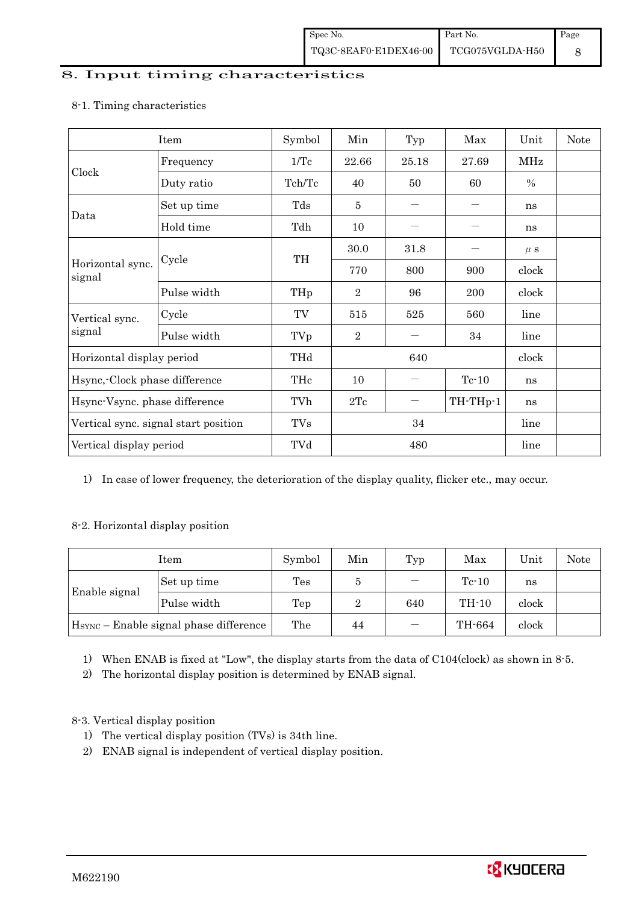# 8. Input timing characteristics

## 8-1. Timing characteristics

| Item | | Symbol | Min | Typ | Max | Unit | Note |
|---|---|---|---|---|---|---|---|
| Clock | Frequency | 1/Tc | 22.66 | 25.18 | 27.69 | MHz | |
| | Duty ratio | Tch/Tc | 40 | 50 | 60 | % | |
| Data | Set up time | Tds | 5 | — | — | ns | |
| | Hold time | Tdh | 10 | — | — | ns | |
| Horizontal sync. signal | Cycle | TH | 30.0 | 31.8 | — | μ s | |
| | | | 770 | 800 | 900 | clock | |
| | Pulse width | THp | 2 | 96 | 200 | clock | |
| Vertical sync. signal | Cycle | TV | 515 | 525 | 560 | line | |
| | Pulse width | TVp | 2 | — | 34 | line | |
| Horizontal display period | | THd | | 640 | | clock | |
| Hsync,-Clock phase difference | | THc | 10 | — | Tc-10 | ns | |
| Hsync-Vsync. phase difference | | TVh | 2Tc | — | TH-THp-1 | ns | |
| Vertical sync. signal start position | | TVs | | 34 | | line | |
| Vertical display period | | TVd | | 480 | | line | |

1) In case of lower frequency, the deterioration of the display quality, flicker etc., may occur.

## 8-2. Horizontal display position

| Item | | Symbol | Min | Typ | Max | Unit | Note |
|---|---|---|---|---|---|---|---|
| Enable signal | Set up time | Tes | 5 | — | Tc-10 | ns | |
| | Pulse width | Tep | 2 | 640 | TH-10 | clock | |
| $H_{SYNC}$ – Enable signal phase difference | | The | 44 | — | TH-664 | clock | |

1) When ENAB is fixed at "Low", the display starts from the data of C104(clock) as shown in 8-5.
2) The horizontal display position is determined by ENAB signal.

## 8-3. Vertical display position

1) The vertical display position (TVs) is 34th line.
2) ENAB signal is independent of vertical display position.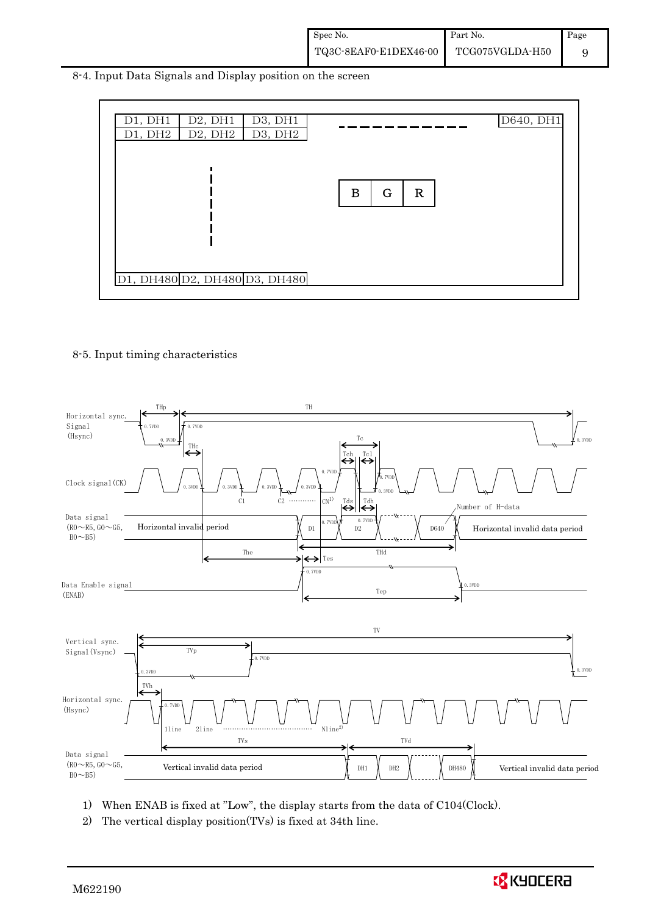## 8-4. Input Data Signals and Display position on the screen

| D1, DH1 | D2, DH1 | D3, DH1 | - - - - - - - - | D640, DH1 |
|---|---|---|---|---|
| D1, DH2 | D2, DH2 | D3, DH2 | | |
| ⋮ | | | B G R | |
| D1, DH480 | D2, DH480 | D3, DH480 | | |

## 8-5. Input timing characteristics

Horizontal sync. Signal (Hsync): THp, TH, 0.7VDD, 0.3VDD, THc

Clock signal (CK): Tc, Tch, Tcl, 0.7VDD, 0.3VDD, C1, C2 ………… CN[1)]

Data signal (R0～R5, G0～G5, B0～B5): Horizontal invalid period, D1, D2, D640, Number of H-data, Horizontal invalid data period, Tds, Tdh, The, Tes, THd

Data Enable signal (ENAB): Tep, 0.7VDD, 0.3VDD

Vertical sync. Signal (Vsync): TV, TVp, 0.7VDD, 0.3VDD

Horizontal sync. (Hsync): TVh, 0.7VDD, 1line, 2line ………… Nline[2)]

Data signal (R0～R5, G0～G5, B0～B5): Vertical invalid data period, TVs, TVd, DH1, DH2, DH480, Vertical invalid data period

1) When ENAB is fixed at "Low", the display starts from the data of C104(Clock).

2) The vertical display position(TVs) is fixed at 34th line.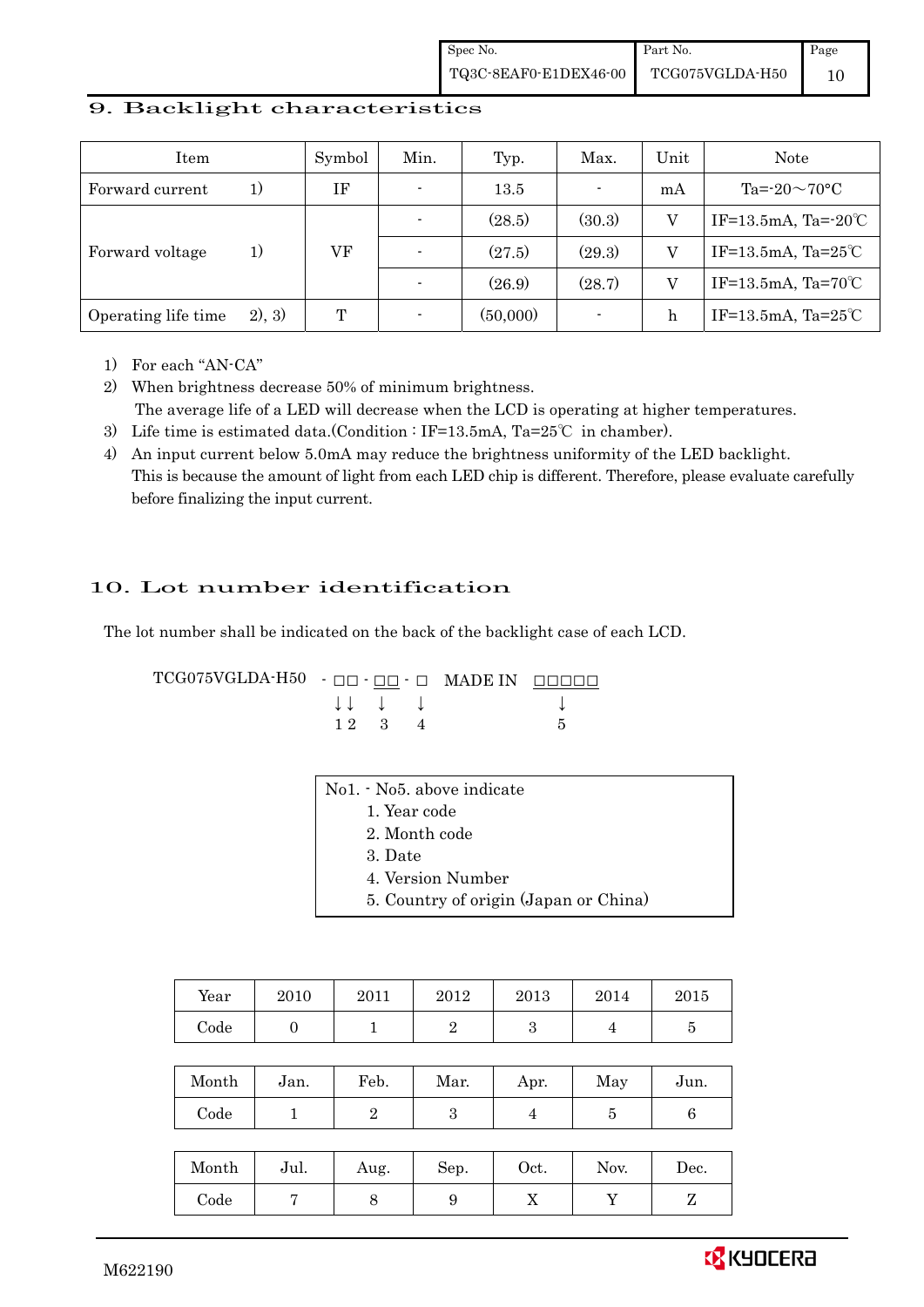## 9. Backlight characteristics

| Item | | Symbol | Min. | Typ. | Max. | Unit | Note |
|---|---|---|---|---|---|---|---|
| Forward current | 1) | IF | - | 13.5 | - | mA | Ta=-20～70°C |
| Forward voltage | 1) | VF | - | (28.5) | (30.3) | V | IF=13.5mA, Ta=-20℃ |
| | | | - | (27.5) | (29.3) | V | IF=13.5mA, Ta=25℃ |
| | | | - | (26.9) | (28.7) | V | IF=13.5mA, Ta=70℃ |
| Operating life time | 2), 3) | T | - | (50,000) | - | h | IF=13.5mA, Ta=25℃ |

1) For each "AN-CA"
2) When brightness decrease 50% of minimum brightness.
   The average life of a LED will decrease when the LCD is operating at higher temperatures.
3) Life time is estimated data.(Condition : IF=13.5mA, Ta=25℃ in chamber).
4) An input current below 5.0mA may reduce the brightness uniformity of the LED backlight.
   This is because the amount of light from each LED chip is different. Therefore, please evaluate carefully before finalizing the input current.

## 10. Lot number identification

The lot number shall be indicated on the back of the backlight case of each LCD.

```
TCG075VGLDA-H50  - □□ - □□ - □   MADE IN  □□□□□
                   ↓↓   ↓    ↓               ↓
                   1 2  3    4               5
```

No1. - No5. above indicate
1. Year code
2. Month code
3. Date
4. Version Number
5. Country of origin (Japan or China)

| Year | 2010 | 2011 | 2012 | 2013 | 2014 | 2015 |
|---|---|---|---|---|---|---|
| Code | 0 | 1 | 2 | 3 | 4 | 5 |

| Month | Jan. | Feb. | Mar. | Apr. | May | Jun. |
|---|---|---|---|---|---|---|
| Code | 1 | 2 | 3 | 4 | 5 | 6 |

| Month | Jul. | Aug. | Sep. | Oct. | Nov. | Dec. |
|---|---|---|---|---|---|---|
| Code | 7 | 8 | 9 | X | Y | Z |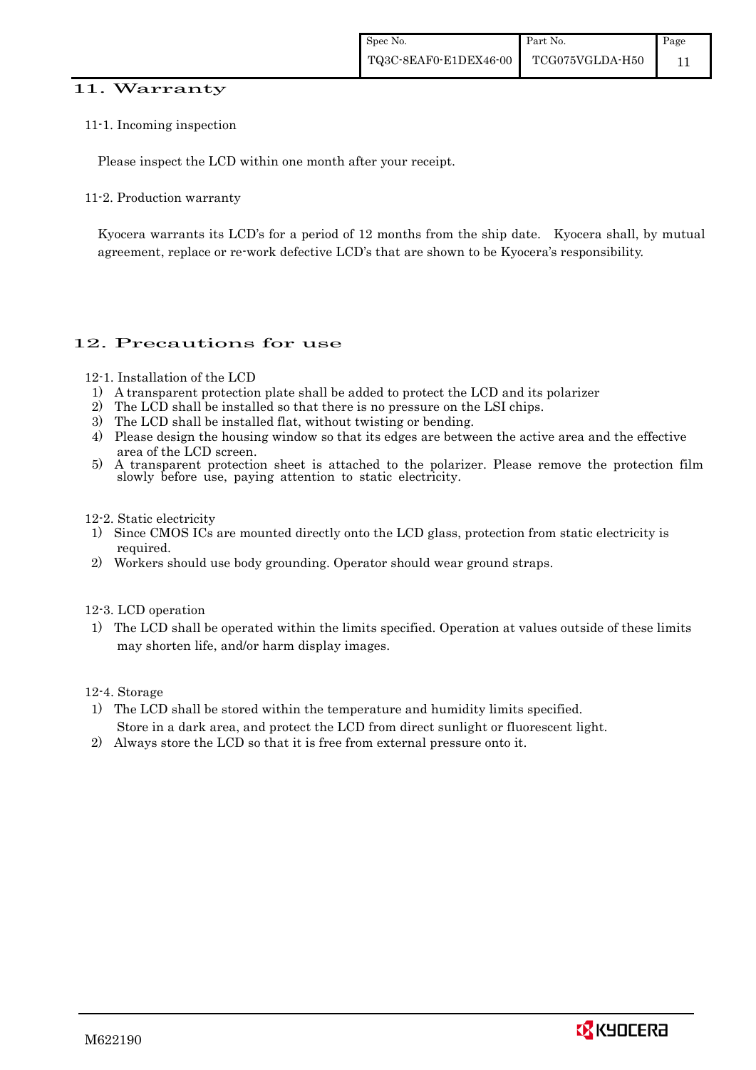## 11. Warranty

11-1. Incoming inspection

Please inspect the LCD within one month after your receipt.

11-2. Production warranty

Kyocera warrants its LCD's for a period of 12 months from the ship date. Kyocera shall, by mutual agreement, replace or re-work defective LCD's that are shown to be Kyocera's responsibility.

## 12. Precautions for use

12-1. Installation of the LCD

1) A transparent protection plate shall be added to protect the LCD and its polarizer
2) The LCD shall be installed so that there is no pressure on the LSI chips.
3) The LCD shall be installed flat, without twisting or bending.
4) Please design the housing window so that its edges are between the active area and the effective area of the LCD screen.
5) A transparent protection sheet is attached to the polarizer. Please remove the protection film slowly before use, paying attention to static electricity.

12-2. Static electricity

1) Since CMOS ICs are mounted directly onto the LCD glass, protection from static electricity is required.
2) Workers should use body grounding. Operator should wear ground straps.

12-3. LCD operation

1) The LCD shall be operated within the limits specified. Operation at values outside of these limits may shorten life, and/or harm display images.

12-4. Storage

1) The LCD shall be stored within the temperature and humidity limits specified. Store in a dark area, and protect the LCD from direct sunlight or fluorescent light.
2) Always store the LCD so that it is free from external pressure onto it.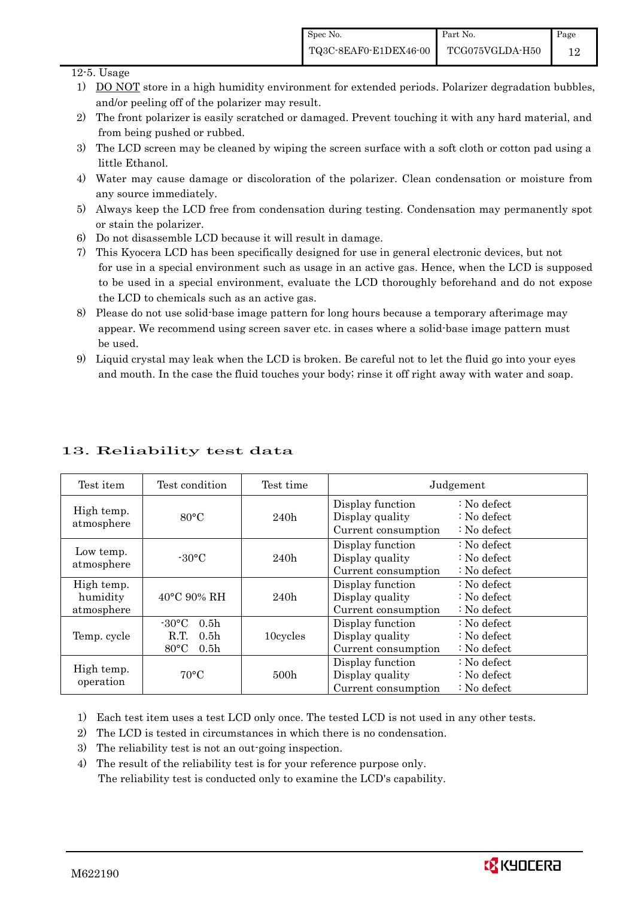12-5. Usage

1) DO NOT store in a high humidity environment for extended periods. Polarizer degradation bubbles, and/or peeling off of the polarizer may result.
2) The front polarizer is easily scratched or damaged. Prevent touching it with any hard material, and from being pushed or rubbed.
3) The LCD screen may be cleaned by wiping the screen surface with a soft cloth or cotton pad using a little Ethanol.
4) Water may cause damage or discoloration of the polarizer. Clean condensation or moisture from any source immediately.
5) Always keep the LCD free from condensation during testing. Condensation may permanently spot or stain the polarizer.
6) Do not disassemble LCD because it will result in damage.
7) This Kyocera LCD has been specifically designed for use in general electronic devices, but not for use in a special environment such as usage in an active gas. Hence, when the LCD is supposed to be used in a special environment, evaluate the LCD thoroughly beforehand and do not expose the LCD to chemicals such as an active gas.
8) Please do not use solid-base image pattern for long hours because a temporary afterimage may appear. We recommend using screen saver etc. in cases where a solid-base image pattern must be used.
9) Liquid crystal may leak when the LCD is broken. Be careful not to let the fluid go into your eyes and mouth. In the case the fluid touches your body; rinse it off right away with water and soap.

## 13. Reliability test data

| Test item | Test condition | Test time | Judgement |
|---|---|---|---|
| High temp. atmosphere | 80°C | 240h | Display function : No defect<br>Display quality : No defect<br>Current consumption : No defect |
| Low temp. atmosphere | -30°C | 240h | Display function : No defect<br>Display quality : No defect<br>Current consumption : No defect |
| High temp. humidity atmosphere | 40°C 90% RH | 240h | Display function : No defect<br>Display quality : No defect<br>Current consumption : No defect |
| Temp. cycle | -30°C 0.5h<br>R.T. 0.5h<br>80°C 0.5h | 10cycles | Display function : No defect<br>Display quality : No defect<br>Current consumption : No defect |
| High temp. operation | 70°C | 500h | Display function : No defect<br>Display quality : No defect<br>Current consumption : No defect |

1) Each test item uses a test LCD only once. The tested LCD is not used in any other tests.
2) The LCD is tested in circumstances in which there is no condensation.
3) The reliability test is not an out-going inspection.
4) The result of the reliability test is for your reference purpose only.
   The reliability test is conducted only to examine the LCD's capability.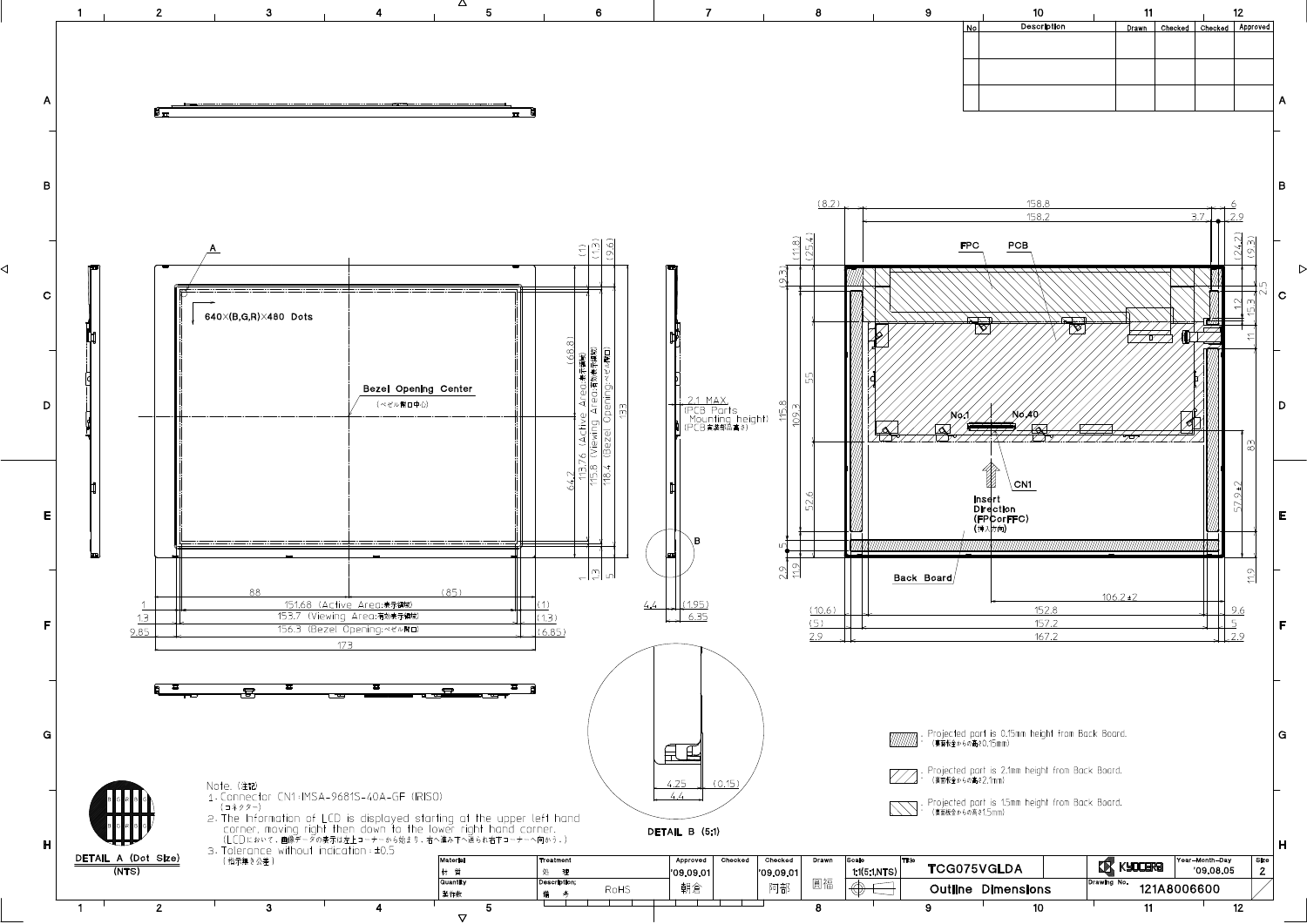| No | Description | Drawn | Checked | Checked | Approved |
|---|---|---|---|---|---|
| | | | | | |
| | | | | | |

640×(B,G,R)×480 Dots

Bezel Opening Center (ベゼル開口中心)

2.1 MAX (PCB Parts Mounting height) (PCB実装部品高さ)

FPC

PCB

No.1

No.40

CN1

Insert Direction (FPCorFFC) (挿入方向)

Back Board

DETAIL B (5:1)

DETAIL A (Dot Size) (NTS)

Note. (注記)

1. Connector CN1:IMSA-9681S-40A-GF (IRISO) (コネクター)
2. The information of LCD is displayed starting at the upper left hand corner, moving right then down to the lower right hand corner. (LCDにおいて、画像データの表示は左上コーナーから始まり、右へ進み下へ送られ右下コーナーへ向かう。)
3. Tolerance without indication : ±0.5 (指示無き公差)

: Projected part is 0.15mm height from Back Board. (裏面板金からの高さ0.15mm)

: Projected part is 2.1mm height from Back Board. (裏面板金からの高さ2.1mm)

: Projected part is 1.5mm height from Back Board. (裏面板金からの高さ1.5mm)

| Material 材質 | Treatment 処理 | Approved '09.09.01 朝倉 | Checked | Checked '09.09.01 阿部 | Drawn 園福 | Scale 1:1(5:1,NTS) | Title TCG075VGLDA | KYOCERA | Year-Month-Day '09.08.05 | Size 2 |
|---|---|---|---|---|---|---|---|---|---|---|
| Quantity 数量 | Description; 備考 RoHS | | | | | | Outline Dimensions | Drawing No. 121A8006600 | | |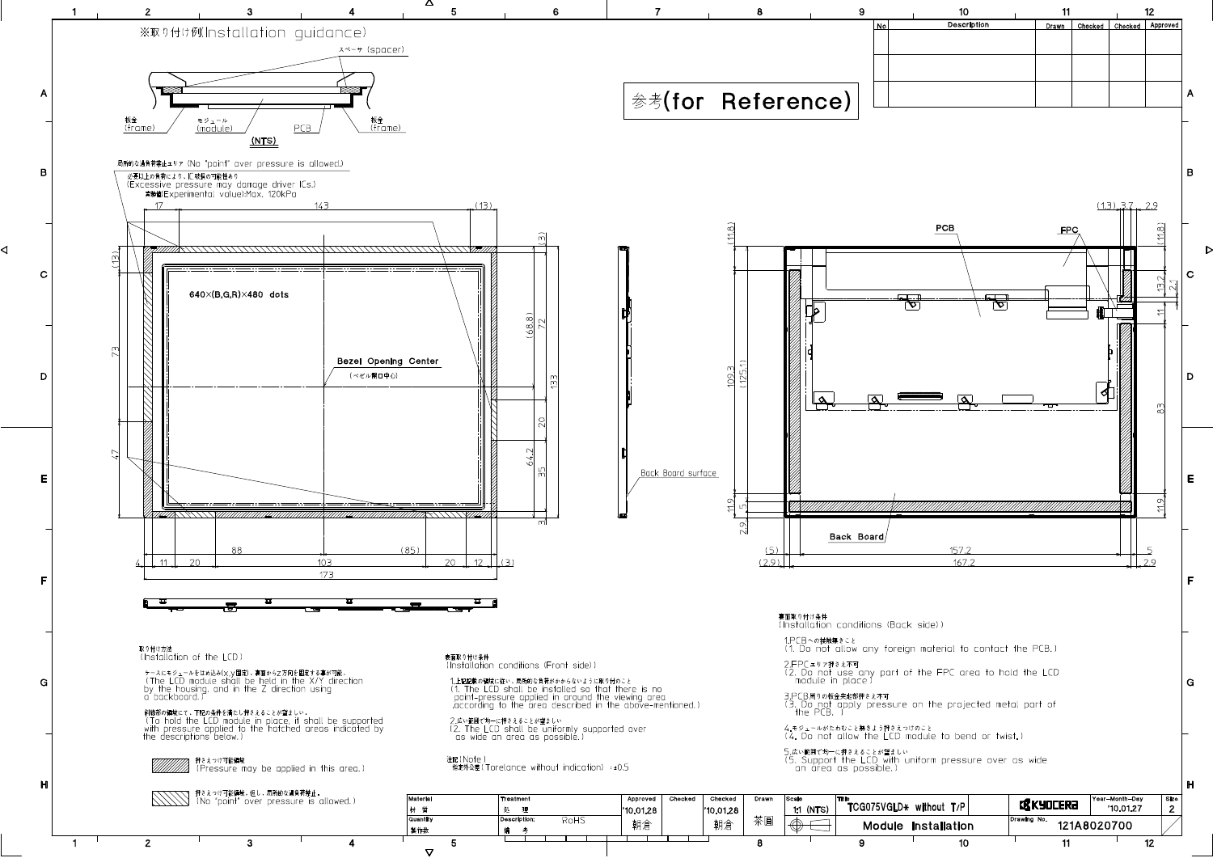# ※取り付け例(Installation guidance)

スペーサ (spacer)

板金 (frame) モジュール (module) PCB 板金 (frame)

(NTS)

参考(for Reference)

局所的な過負荷禁止エリア (No "point" over pressure is allowed.)

必要以上の負荷により、IC破損の可能性あり
(Excessive pressure may damage driver ICs.)
実験値(Experimental value):Max. 120kPa

640×(B,G,R)×480 dots

Bezel Opening Center
(ベゼル開口中心)

Back Board surface

PCB

FPC

Back Board

取り付け方法
(Installation of the LCD)

ケースにモジュールをはめ込み(x,y固定)、裏面からZ方向を固定する事が可能。
(The LCD module shall be held in the X/Y direction by the housing, and in the Z direction using a backboard.)

斜線部の領域にて、下記の条件を満たし押さえることが望ましい。
(To hold the LCD module in place, it shall be supported with pressure applied to the hatched areas indicated by the descriptions below.)

押さえつけ可能領域
(Pressure may be applied in this area.)

押さえつけ可能領域、但し、局所的な過負荷禁止。
(No "point" over pressure is allowed.)

表面取り付け条件
(Installation conditions (Front side))

1.上記記載の領域に従い、局所的な負荷がかからないように取り付けのこと
(1. The LCD shall be installed so that there is no point-pressure applied in around the viewing area ,according to the area described in the above-mentioned.)

2.広い範囲で均一に押さえることが望ましい
(2. The LCD shall be uniformly supported over as wide an area as possible.)

注記(Note)
指定外公差(Torelance without indication) : ±0.5

裏面取り付け条件
(Installation conditions (Back side))

1.PCBへの接触禁止のこと
(1. Do not allow any foreign material to contact the PCB.)

2.FPCエリア押さえ不可
(2. Do not use any part of the FPC area to hold the LCD module in place.)

3.PCB周りの板金突起部押さえ不可
(3. Do not apply pressure on the projected metal part of the PCB.)

4.モジュールがたわむこと無きよう押さえつけのこと
(4. Do not allow the LCD module to bend or twist.)

5.広い範囲で均一に押さえることが望ましい
(5. Support the LCD with uniform pressure over as wide an area as possible.)

| Material 材質 | Treatment 処理 | Approved '10.01.28 朝倉 | Checked | Checked '10.01.28 朝倉 | Drawn 茶園 | Scale 1:1 (NTS) | Title TCG075VGLD* without T/P | KYOCERA | Year-Month-Day '10.01.27 | Size 2 |
|---|---|---|---|---|---|---|---|---|---|---|
| Quantity 製作数 | Description; 備考 RoHS | | | | | | Module Installation | Drawing No. 121A8020700 | | |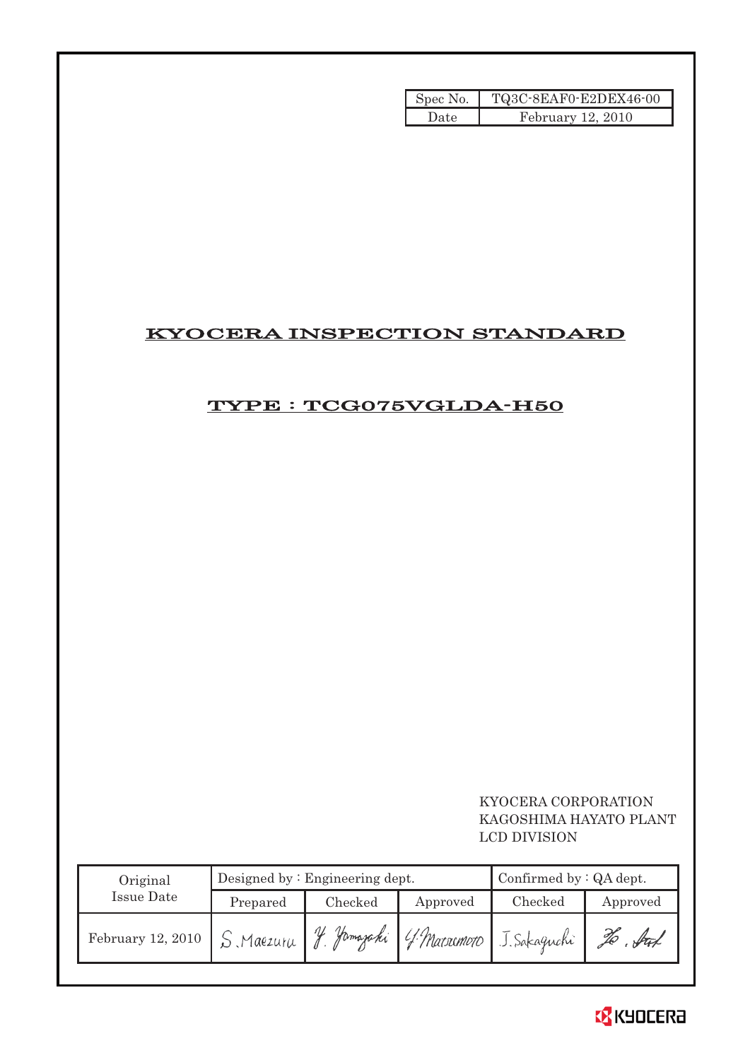| Spec No. | TQ3C-8EAF0-E2DEX46-00 |
| --- | --- |
| Date | February 12, 2010 |

# KYOCERA INSPECTION STANDARD

## TYPE : TCG075VGLDA-H50

KYOCERA CORPORATION
KAGOSHIMA HAYATO PLANT
LCD DIVISION

| Original Issue Date | Designed by : Engineering dept. | | | Confirmed by : QA dept. | |
| --- | --- | --- | --- | --- | --- |
| | Prepared | Checked | Approved | Checked | Approved |
| February 12, 2010 | S.Maezuru | Y. Yamazaki | Y. Matsumoto | J. Sakaguchi | |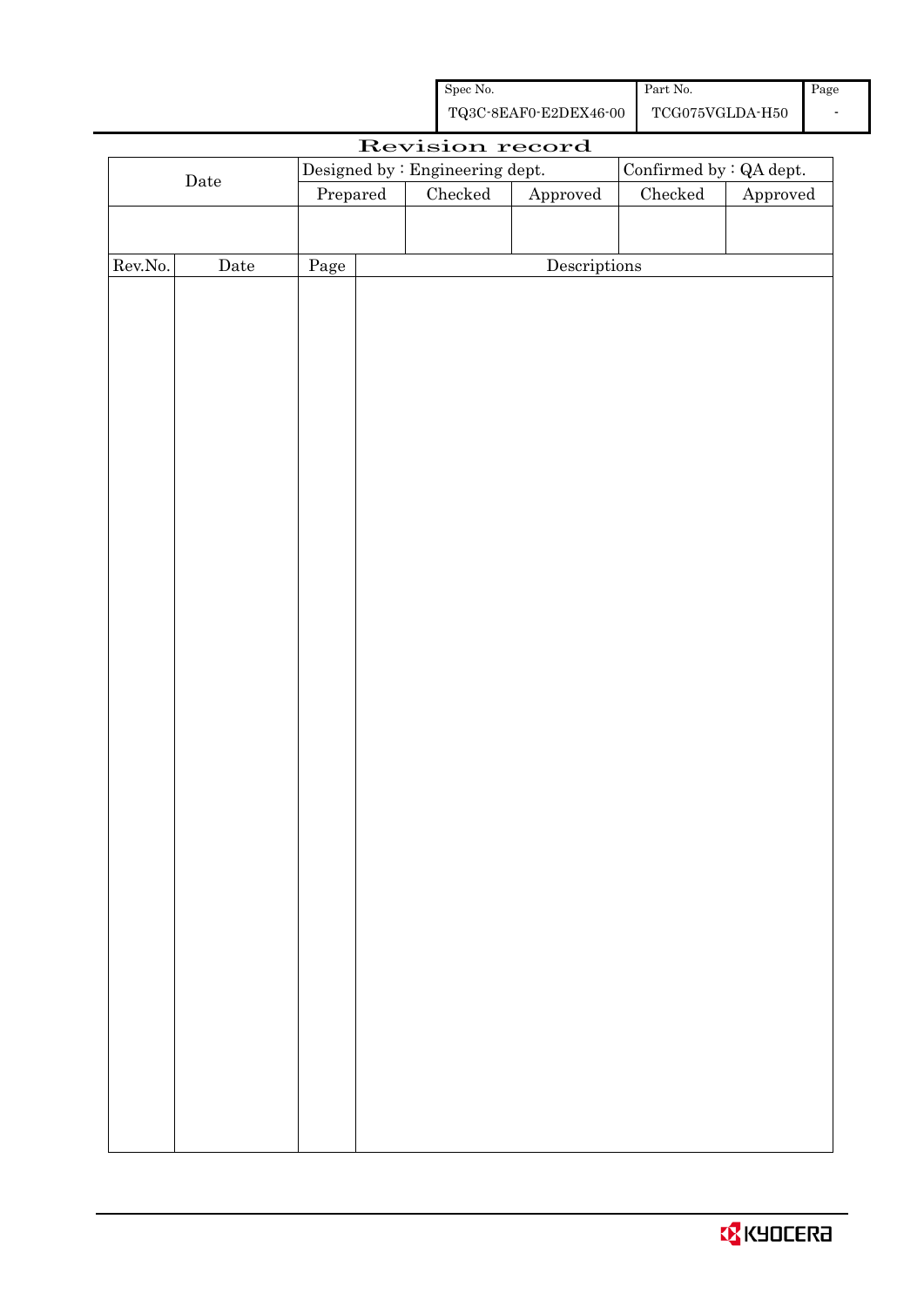| Spec No. | Part No. | Page |
|---|---|---|
| TQ3C-8EAF0-E2DEX46-00 | TCG075VGLDA-H50 | - |

# Revision record

| Date | Designed by : Engineering dept. | | | Confirmed by : QA dept. | |
|---|---|---|---|---|---|
| | Prepared | Checked | Approved | Checked | Approved |
| | | | | | |

| Rev.No. | Date | Page | Descriptions |
|---|---|---|---|
| | | | |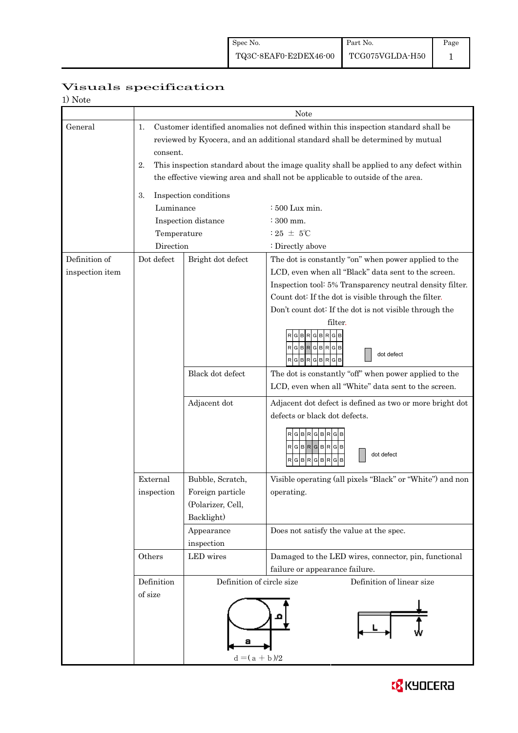# Visuals specification

1) Note

| | | | Note |
|---|---|---|---|
| General | 1. Customer identified anomalies not defined within this inspection standard shall be reviewed by Kyocera, and an additional standard shall be determined by mutual consent.<br>2. This inspection standard about the image quality shall be applied to any defect within the effective viewing area and shall not be applicable to outside of the area.<br>3. Inspection conditions<br>Luminance : 500 Lux min.<br>Inspection distance : 300 mm.<br>Temperature : 25 ± 5℃<br>Direction : Directly above | | |
| Definition of inspection item | Dot defect | Bright dot defect | The dot is constantly "on" when power applied to the LCD, even when all "Black" data sent to the screen.<br>Inspection tool: 5% Transparency neutral density filter.<br>Count dot: If the dot is visible through the filter.<br>Don't count dot: If the dot is not visible through the filter.<br>(Diagram: R G B R G B R G B grid with one dot defect) dot defect |
| | | Black dot defect | The dot is constantly "off" when power applied to the LCD, even when all "White" data sent to the screen. |
| | | Adjacent dot | Adjacent dot defect is defined as two or more bright dot defects or black dot defects.<br>(Diagram: R G B R G B R G B grid with two adjacent dot defects) dot defect |
| | External inspection | Bubble, Scratch, Foreign particle (Polarizer, Cell, Backlight) | Visible operating (all pixels "Black" or "White") and non operating. |
| | | Appearance inspection | Does not satisfy the value at the spec. |
| | Others | LED wires | Damaged to the LED wires, connector, pin, functional failure or appearance failure. |
| | Definition of size | Definition of circle size<br>(Diagram: ellipse with dimensions a and b)<br>$d = (a + b)/2$ | Definition of linear size<br>(Diagram: line with length L and width W) |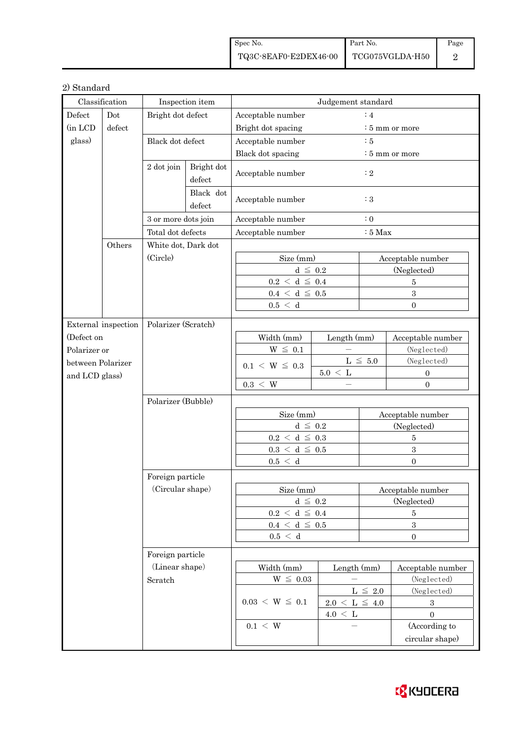2) Standard

| Classification | | Inspection item | | Judgement standard |
|---|---|---|---|---|
| Defect (in LCD glass) | Dot defect | Bright dot defect | | Acceptable number : 4<br>Bright dot spacing : 5 mm or more |
| | | Black dot defect | | Acceptable number : 5<br>Black dot spacing : 5 mm or more |
| | | 2 dot join | Bright dot defect | Acceptable number : 2 |
| | | | Black dot defect | Acceptable number : 3 |
| | | 3 or more dots join | | Acceptable number : 0 |
| | | Total dot defects | | Acceptable number : 5 Max |
| | Others | White dot, Dark dot (Circle) | | See table below |
| External inspection (Defect on Polarizer or between Polarizer and LCD glass) | | Polarizer (Scratch) | | See table below |
| | | Polarizer (Bubble) | | See table below |
| | | Foreign particle (Circular shape) | | See table below |
| | | Foreign particle (Linear shape) Scratch | | See table below |

White dot, Dark dot (Circle)

| Size (mm) | Acceptable number |
|---|---|
| d ≦ 0.2 | (Neglected) |
| 0.2 ＜ d ≦ 0.4 | 5 |
| 0.4 ＜ d ≦ 0.5 | 3 |
| 0.5 ＜ d | 0 |

Polarizer (Scratch)

| Width (mm) | Length (mm) | Acceptable number |
|---|---|---|
| W ≦ 0.1 | — | (Neglected) |
| 0.1 ＜ W ≦ 0.3 | L ≦ 5.0 | (Neglected) |
| | 5.0 ＜ L | 0 |
| 0.3 ＜ W | — | 0 |

Polarizer (Bubble)

| Size (mm) | Acceptable number |
|---|---|
| d ≦ 0.2 | (Neglected) |
| 0.2 ＜ d ≦ 0.3 | 5 |
| 0.3 ＜ d ≦ 0.5 | 3 |
| 0.5 ＜ d | 0 |

Foreign particle (Circular shape)

| Size (mm) | Acceptable number |
|---|---|
| d ≦ 0.2 | (Neglected) |
| 0.2 ＜ d ≦ 0.4 | 5 |
| 0.4 ＜ d ≦ 0.5 | 3 |
| 0.5 ＜ d | 0 |

Foreign particle (Linear shape) Scratch

| Width (mm) | Length (mm) | Acceptable number |
|---|---|---|
| W ≦ 0.03 | — | (Neglected) |
| 0.03 ＜ W ≦ 0.1 | L ≦ 2.0 | (Neglected) |
| | 2.0 ＜ L ≦ 4.0 | 3 |
| | 4.0 ＜ L | 0 |
| 0.1 ＜ W | — | (According to circular shape) |